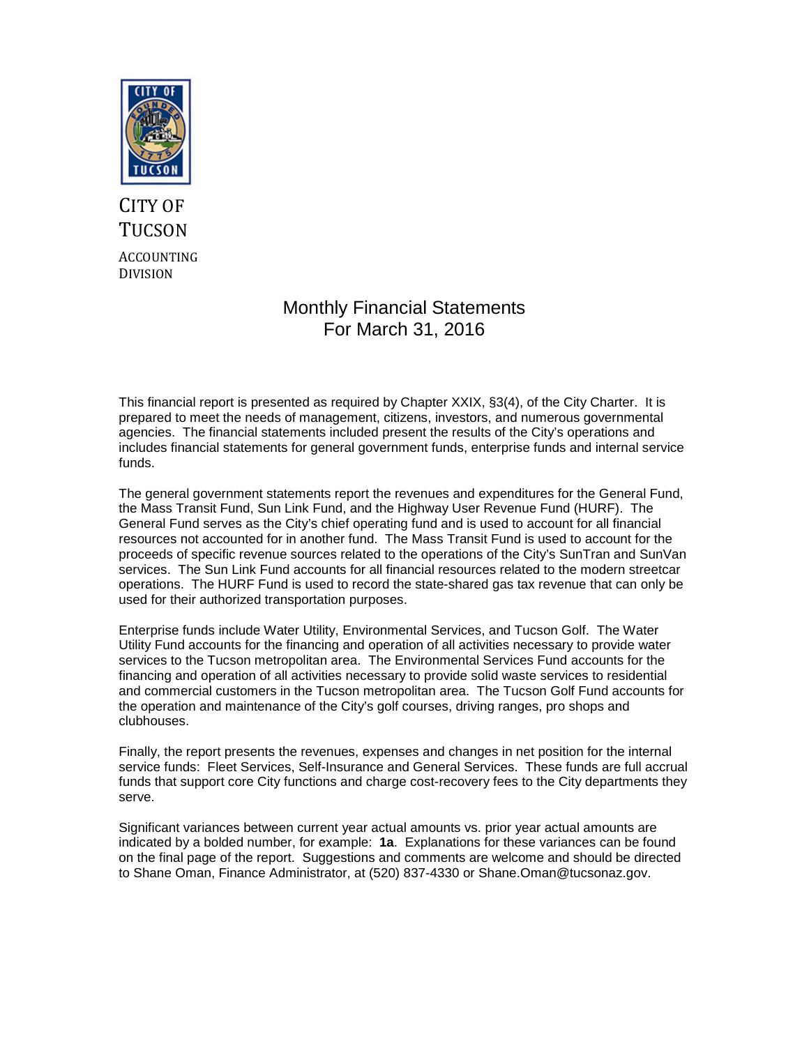CITY OF TUCSON

ACCOUNTING DIVISION

# Monthly Financial Statements
# For March 31, 2016

This financial report is presented as required by Chapter XXIX, §3(4), of the City Charter. It is prepared to meet the needs of management, citizens, investors, and numerous governmental agencies. The financial statements included present the results of the City's operations and includes financial statements for general government funds, enterprise funds and internal service funds.

The general government statements report the revenues and expenditures for the General Fund, the Mass Transit Fund, Sun Link Fund, and the Highway User Revenue Fund (HURF). The General Fund serves as the City's chief operating fund and is used to account for all financial resources not accounted for in another fund. The Mass Transit Fund is used to account for the proceeds of specific revenue sources related to the operations of the City's SunTran and SunVan services. The Sun Link Fund accounts for all financial resources related to the modern streetcar operations. The HURF Fund is used to record the state-shared gas tax revenue that can only be used for their authorized transportation purposes.

Enterprise funds include Water Utility, Environmental Services, and Tucson Golf. The Water Utility Fund accounts for the financing and operation of all activities necessary to provide water services to the Tucson metropolitan area. The Environmental Services Fund accounts for the financing and operation of all activities necessary to provide solid waste services to residential and commercial customers in the Tucson metropolitan area. The Tucson Golf Fund accounts for the operation and maintenance of the City's golf courses, driving ranges, pro shops and clubhouses.

Finally, the report presents the revenues, expenses and changes in net position for the internal service funds: Fleet Services, Self-Insurance and General Services. These funds are full accrual funds that support core City functions and charge cost-recovery fees to the City departments they serve.

Significant variances between current year actual amounts vs. prior year actual amounts are indicated by a bolded number, for example: **1a**. Explanations for these variances can be found on the final page of the report. Suggestions and comments are welcome and should be directed to Shane Oman, Finance Administrator, at (520) 837-4330 or Shane.Oman@tucsonaz.gov.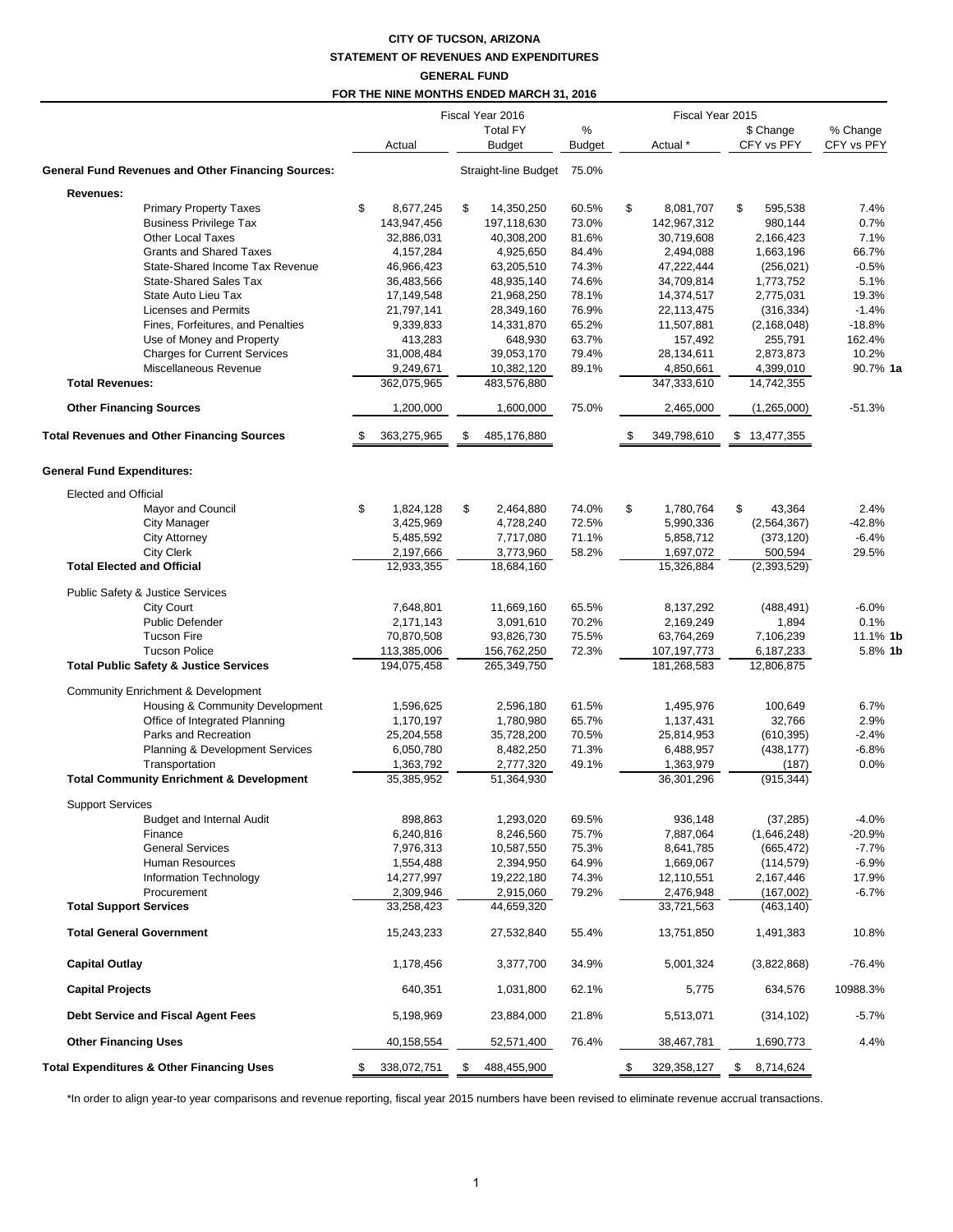# CITY OF TUCSON, ARIZONA

## STATEMENT OF REVENUES AND EXPENDITURES

### GENERAL FUND

### FOR THE NINE MONTHS ENDED MARCH 31, 2016

| | Fiscal Year 2016 | | | Fiscal Year 2015 | | |
|---|---|---|---|---|---|---|
| | Actual | Total FY Budget | % Budget | Actual * | $ Change CFY vs PFY | % Change CFY vs PFY |
| **General Fund Revenues and Other Financing Sources:** | | Straight-line Budget | 75.0% | | | |
| **Revenues:** | | | | | | |
| Primary Property Taxes | $ 8,677,245 | $ 14,350,250 | 60.5% | $ 8,081,707 | $ 595,538 | 7.4% |
| Business Privilege Tax | 143,947,456 | 197,118,630 | 73.0% | 142,967,312 | 980,144 | 0.7% |
| Other Local Taxes | 32,886,031 | 40,308,200 | 81.6% | 30,719,608 | 2,166,423 | 7.1% |
| Grants and Shared Taxes | 4,157,284 | 4,925,650 | 84.4% | 2,494,088 | 1,663,196 | 66.7% |
| State-Shared Income Tax Revenue | 46,966,423 | 63,205,510 | 74.3% | 47,222,444 | (256,021) | -0.5% |
| State-Shared Sales Tax | 36,483,566 | 48,935,140 | 74.6% | 34,709,814 | 1,773,752 | 5.1% |
| State Auto Lieu Tax | 17,149,548 | 21,968,250 | 78.1% | 14,374,517 | 2,775,031 | 19.3% |
| Licenses and Permits | 21,797,141 | 28,349,160 | 76.9% | 22,113,475 | (316,334) | -1.4% |
| Fines, Forfeitures, and Penalties | 9,339,833 | 14,331,870 | 65.2% | 11,507,881 | (2,168,048) | -18.8% |
| Use of Money and Property | 413,283 | 648,930 | 63.7% | 157,492 | 255,791 | 162.4% |
| Charges for Current Services | 31,008,484 | 39,053,170 | 79.4% | 28,134,611 | 2,873,873 | 10.2% |
| Miscellaneous Revenue | 9,249,671 | 10,382,120 | 89.1% | 4,850,661 | 4,399,010 | 90.7% **1a** |
| **Total Revenues:** | 362,075,965 | 483,576,880 | | 347,333,610 | 14,742,355 | |
| **Other Financing Sources** | 1,200,000 | 1,600,000 | 75.0% | 2,465,000 | (1,265,000) | -51.3% |
| **Total Revenues and Other Financing Sources** | $ 363,275,965 | $ 485,176,880 | | $ 349,798,610 | $ 13,477,355 | |
| **General Fund Expenditures:** | | | | | | |
| Elected and Official | | | | | | |
| Mayor and Council | $ 1,824,128 | $ 2,464,880 | 74.0% | $ 1,780,764 | $ 43,364 | 2.4% |
| City Manager | 3,425,969 | 4,728,240 | 72.5% | 5,990,336 | (2,564,367) | -42.8% |
| City Attorney | 5,485,592 | 7,717,080 | 71.1% | 5,858,712 | (373,120) | -6.4% |
| City Clerk | 2,197,666 | 3,773,960 | 58.2% | 1,697,072 | 500,594 | 29.5% |
| **Total Elected and Official** | 12,933,355 | 18,684,160 | | 15,326,884 | (2,393,529) | |
| Public Safety & Justice Services | | | | | | |
| City Court | 7,648,801 | 11,669,160 | 65.5% | 8,137,292 | (488,491) | -6.0% |
| Public Defender | 2,171,143 | 3,091,610 | 70.2% | 2,169,249 | 1,894 | 0.1% |
| Tucson Fire | 70,870,508 | 93,826,730 | 75.5% | 63,764,269 | 7,106,239 | 11.1% **1b** |
| Tucson Police | 113,385,006 | 156,762,250 | 72.3% | 107,197,773 | 6,187,233 | 5.8% **1b** |
| **Total Public Safety & Justice Services** | 194,075,458 | 265,349,750 | | 181,268,583 | 12,806,875 | |
| Community Enrichment & Development | | | | | | |
| Housing & Community Development | 1,596,625 | 2,596,180 | 61.5% | 1,495,976 | 100,649 | 6.7% |
| Office of Integrated Planning | 1,170,197 | 1,780,980 | 65.7% | 1,137,431 | 32,766 | 2.9% |
| Parks and Recreation | 25,204,558 | 35,728,200 | 70.5% | 25,814,953 | (610,395) | -2.4% |
| Planning & Development Services | 6,050,780 | 8,482,250 | 71.3% | 6,488,957 | (438,177) | -6.8% |
| Transportation | 1,363,792 | 2,777,320 | 49.1% | 1,363,979 | (187) | 0.0% |
| **Total Community Enrichment & Development** | 35,385,952 | 51,364,930 | | 36,301,296 | (915,344) | |
| Support Services | | | | | | |
| Budget and Internal Audit | 898,863 | 1,293,020 | 69.5% | 936,148 | (37,285) | -4.0% |
| Finance | 6,240,816 | 8,246,560 | 75.7% | 7,887,064 | (1,646,248) | -20.9% |
| General Services | 7,976,313 | 10,587,550 | 75.3% | 8,641,785 | (665,472) | -7.7% |
| Human Resources | 1,554,488 | 2,394,950 | 64.9% | 1,669,067 | (114,579) | -6.9% |
| Information Technology | 14,277,997 | 19,222,180 | 74.3% | 12,110,551 | 2,167,446 | 17.9% |
| Procurement | 2,309,946 | 2,915,060 | 79.2% | 2,476,948 | (167,002) | -6.7% |
| **Total Support Services** | 33,258,423 | 44,659,320 | | 33,721,563 | (463,140) | |
| **Total General Government** | 15,243,233 | 27,532,840 | 55.4% | 13,751,850 | 1,491,383 | 10.8% |
| **Capital Outlay** | 1,178,456 | 3,377,700 | 34.9% | 5,001,324 | (3,822,868) | -76.4% |
| **Capital Projects** | 640,351 | 1,031,800 | 62.1% | 5,775 | 634,576 | 10988.3% |
| **Debt Service and Fiscal Agent Fees** | 5,198,969 | 23,884,000 | 21.8% | 5,513,071 | (314,102) | -5.7% |
| **Other Financing Uses** | 40,158,554 | 52,571,400 | 76.4% | 38,467,781 | 1,690,773 | 4.4% |
| **Total Expenditures & Other Financing Uses** | $ 338,072,751 | $ 488,455,900 | | $ 329,358,127 | $ 8,714,624 | |

*In order to align year-to year comparisons and revenue reporting, fiscal year 2015 numbers have been revised to eliminate revenue accrual transactions.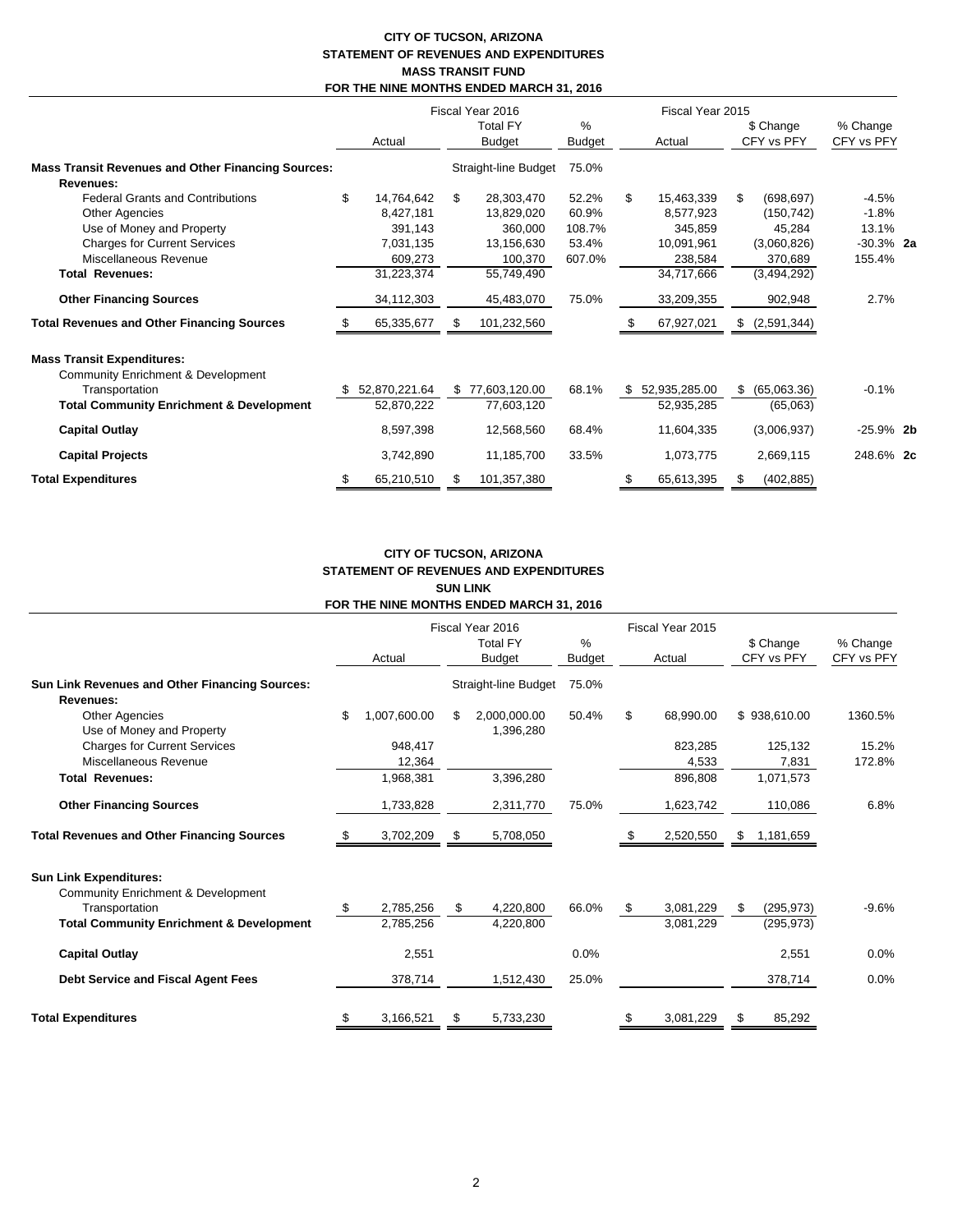**CITY OF TUCSON, ARIZONA**
**STATEMENT OF REVENUES AND EXPENDITURES**
**MASS TRANSIT FUND**
**FOR THE NINE MONTHS ENDED MARCH 31, 2016**

| | Fiscal Year 2016 | | | Fiscal Year 2015 | | | |
|---|---|---|---|---|---|---|---|
| | Actual | Total FY Budget | % Budget | Actual | $ Change CFY vs PFY | % Change CFY vs PFY | |
| **Mass Transit Revenues and Other Financing Sources:** | | Straight-line Budget | 75.0% | | | | |
| **Revenues:** | | | | | | | |
| Federal Grants and Contributions | $ 14,764,642 | $ 28,303,470 | 52.2% | $ 15,463,339 | $ (698,697) | -4.5% | |
| Other Agencies | 8,427,181 | 13,829,020 | 60.9% | 8,577,923 | (150,742) | -1.8% | |
| Use of Money and Property | 391,143 | 360,000 | 108.7% | 345,859 | 45,284 | 13.1% | |
| Charges for Current Services | 7,031,135 | 13,156,630 | 53.4% | 10,091,961 | (3,060,826) | -30.3% | **2a** |
| Miscellaneous Revenue | 609,273 | 100,370 | 607.0% | 238,584 | 370,689 | 155.4% | |
| **Total Revenues:** | 31,223,374 | 55,749,490 | | 34,717,666 | (3,494,292) | | |
| **Other Financing Sources** | 34,112,303 | 45,483,070 | 75.0% | 33,209,355 | 902,948 | 2.7% | |
| **Total Revenues and Other Financing Sources** | $ 65,335,677 | $ 101,232,560 | | $ 67,927,021 | $ (2,591,344) | | |
| **Mass Transit Expenditures:** | | | | | | | |
| Community Enrichment & Development | | | | | | | |
| Transportation | $ 52,870,221.64 | $ 77,603,120.00 | 68.1% | $ 52,935,285.00 | $ (65,063.36) | -0.1% | |
| **Total Community Enrichment & Development** | 52,870,222 | 77,603,120 | | 52,935,285 | (65,063) | | |
| **Capital Outlay** | 8,597,398 | 12,568,560 | 68.4% | 11,604,335 | (3,006,937) | -25.9% | **2b** |
| **Capital Projects** | 3,742,890 | 11,185,700 | 33.5% | 1,073,775 | 2,669,115 | 248.6% | **2c** |
| **Total Expenditures** | $ 65,210,510 | $ 101,357,380 | | $ 65,613,395 | $ (402,885) | | |

**CITY OF TUCSON, ARIZONA**
**STATEMENT OF REVENUES AND EXPENDITURES**
**SUN LINK**
**FOR THE NINE MONTHS ENDED MARCH 31, 2016**

| | Fiscal Year 2016 | | | Fiscal Year 2015 | | |
|---|---|---|---|---|---|---|
| | Actual | Total FY Budget | % Budget | Actual | $ Change CFY vs PFY | % Change CFY vs PFY |
| **Sun Link Revenues and Other Financing Sources:** | | Straight-line Budget | 75.0% | | | |
| **Revenues:** | | | | | | |
| Other Agencies | $ 1,007,600.00 | $ 2,000,000.00 | 50.4% | $ 68,990.00 | $ 938,610.00 | 1360.5% |
| Use of Money and Property | | 1,396,280 | | | | |
| Charges for Current Services | 948,417 | | | 823,285 | 125,132 | 15.2% |
| Miscellaneous Revenue | 12,364 | | | 4,533 | 7,831 | 172.8% |
| **Total Revenues:** | 1,968,381 | 3,396,280 | | 896,808 | 1,071,573 | |
| **Other Financing Sources** | 1,733,828 | 2,311,770 | 75.0% | 1,623,742 | 110,086 | 6.8% |
| **Total Revenues and Other Financing Sources** | $ 3,702,209 | $ 5,708,050 | | $ 2,520,550 | $ 1,181,659 | |
| **Sun Link Expenditures:** | | | | | | |
| Community Enrichment & Development | | | | | | |
| Transportation | $ 2,785,256 | $ 4,220,800 | 66.0% | $ 3,081,229 | $ (295,973) | -9.6% |
| **Total Community Enrichment & Development** | 2,785,256 | 4,220,800 | | 3,081,229 | (295,973) | |
| **Capital Outlay** | 2,551 | | 0.0% | | 2,551 | 0.0% |
| **Debt Service and Fiscal Agent Fees** | 378,714 | 1,512,430 | 25.0% | | 378,714 | 0.0% |
| **Total Expenditures** | $ 3,166,521 | $ 5,733,230 | | $ 3,081,229 | $ 85,292 | |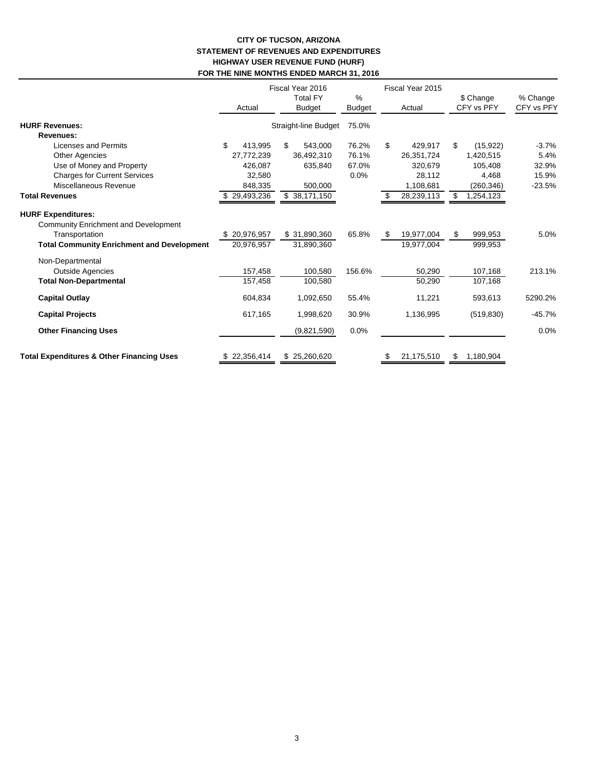**CITY OF TUCSON, ARIZONA**
**STATEMENT OF REVENUES AND EXPENDITURES**
**HIGHWAY USER REVENUE FUND (HURF)**
**FOR THE NINE MONTHS ENDED MARCH 31, 2016**

| | Fiscal Year 2016 | | | Fiscal Year 2015 | | |
|---|---|---|---|---|---|---|
| | Actual | Total FY Budget | % Budget | Actual | $ Change CFY vs PFY | % Change CFY vs PFY |
| **HURF Revenues:** | | Straight-line Budget | 75.0% | | | |
| **Revenues:** | | | | | | |
| Licenses and Permits | $ 413,995 | $ 543,000 | 76.2% | $ 429,917 | $ (15,922) | -3.7% |
| Other Agencies | 27,772,239 | 36,492,310 | 76.1% | 26,351,724 | 1,420,515 | 5.4% |
| Use of Money and Property | 426,087 | 635,840 | 67.0% | 320,679 | 105,408 | 32.9% |
| Charges for Current Services | 32,580 | | 0.0% | 28,112 | 4,468 | 15.9% |
| Miscellaneous Revenue | 848,335 | 500,000 | | 1,108,681 | (260,346) | -23.5% |
| **Total Revenues** | $ 29,493,236 | $ 38,171,150 | | $ 28,239,113 | $ 1,254,123 | |
| **HURF Expenditures:** | | | | | | |
| Community Enrichment and Development | | | | | | |
| Transportation | $ 20,976,957 | $ 31,890,360 | 65.8% | $ 19,977,004 | $ 999,953 | 5.0% |
| **Total Community Enrichment and Development** | 20,976,957 | 31,890,360 | | 19,977,004 | 999,953 | |
| Non-Departmental | | | | | | |
| Outside Agencies | 157,458 | 100,580 | 156.6% | 50,290 | 107,168 | 213.1% |
| **Total Non-Departmental** | 157,458 | 100,580 | | 50,290 | 107,168 | |
| **Capital Outlay** | 604,834 | 1,092,650 | 55.4% | 11,221 | 593,613 | 5290.2% |
| **Capital Projects** | 617,165 | 1,998,620 | 30.9% | 1,136,995 | (519,830) | -45.7% |
| **Other Financing Uses** | | (9,821,590) | 0.0% | | | 0.0% |
| **Total Expenditures & Other Financing Uses** | $ 22,356,414 | $ 25,260,620 | | $ 21,175,510 | $ 1,180,904 | |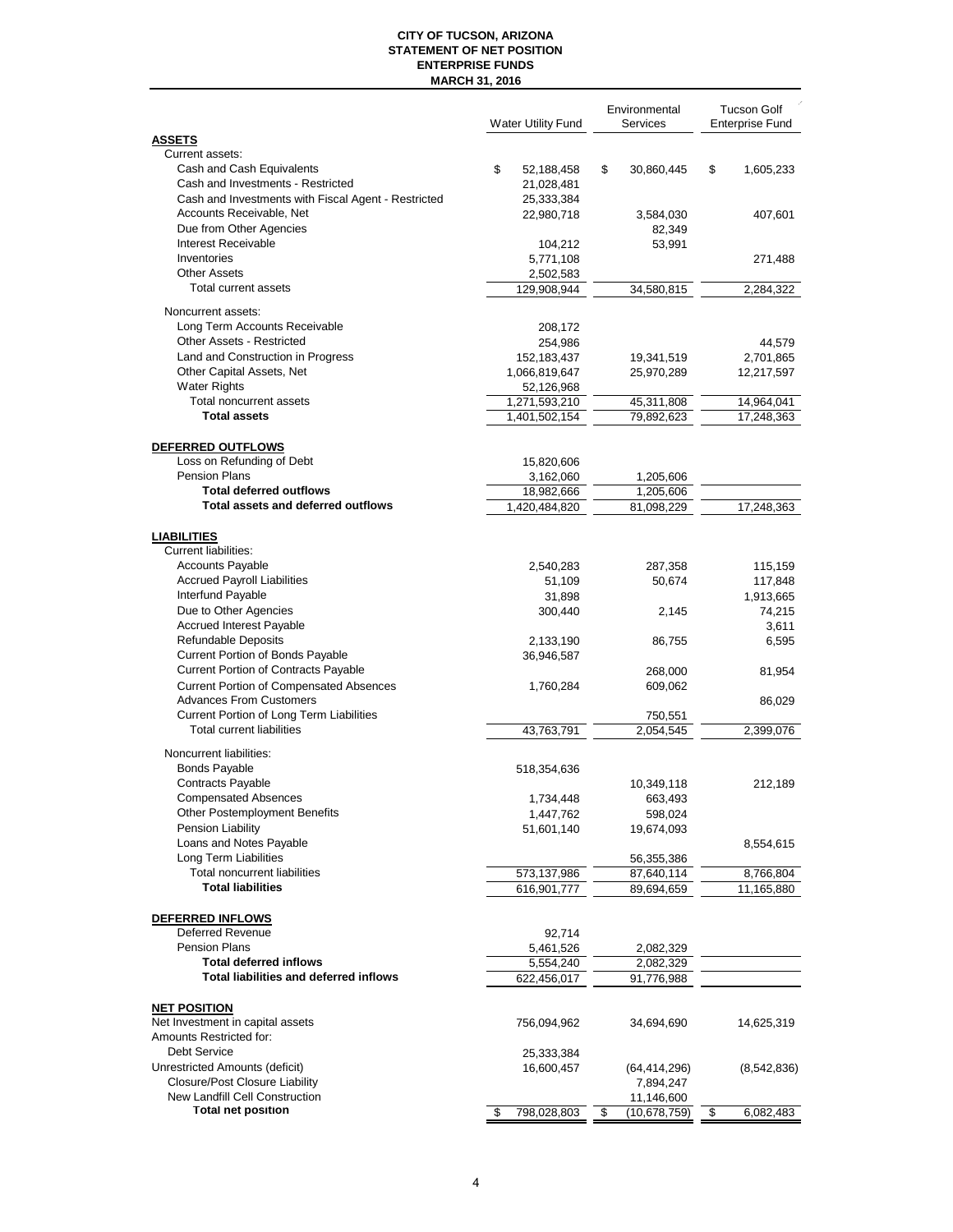# CITY OF TUCSON, ARIZONA
## STATEMENT OF NET POSITION
## ENTERPRISE FUNDS
## MARCH 31, 2016

| | Water Utility Fund | Environmental Services | Tucson Golf Enterprise Fund |
|---|---|---|---|
| **ASSETS** | | | |
| Current assets: | | | |
| Cash and Cash Equivalents | $ 52,188,458 | $ 30,860,445 | $ 1,605,233 |
| Cash and Investments - Restricted | 21,028,481 | | |
| Cash and Investments with Fiscal Agent - Restricted | 25,333,384 | | |
| Accounts Receivable, Net | 22,980,718 | 3,584,030 | 407,601 |
| Due from Other Agencies | | 82,349 | |
| Interest Receivable | 104,212 | 53,991 | |
| Inventories | 5,771,108 | | 271,488 |
| Other Assets | 2,502,583 | | |
| Total current assets | 129,908,944 | 34,580,815 | 2,284,322 |
| Noncurrent assets: | | | |
| Long Term Accounts Receivable | 208,172 | | |
| Other Assets - Restricted | 254,986 | | 44,579 |
| Land and Construction in Progress | 152,183,437 | 19,341,519 | 2,701,865 |
| Other Capital Assets, Net | 1,066,819,647 | 25,970,289 | 12,217,597 |
| Water Rights | 52,126,968 | | |
| Total noncurrent assets | 1,271,593,210 | 45,311,808 | 14,964,041 |
| **Total assets** | 1,401,502,154 | 79,892,623 | 17,248,363 |
| **DEFERRED OUTFLOWS** | | | |
| Loss on Refunding of Debt | 15,820,606 | | |
| Pension Plans | 3,162,060 | 1,205,606 | |
| **Total deferred outflows** | 18,982,666 | 1,205,606 | |
| **Total assets and deferred outflows** | 1,420,484,820 | 81,098,229 | 17,248,363 |
| **LIABILITIES** | | | |
| Current liabilities: | | | |
| Accounts Payable | 2,540,283 | 287,358 | 115,159 |
| Accrued Payroll Liabilities | 51,109 | 50,674 | 117,848 |
| Interfund Payable | 31,898 | | 1,913,665 |
| Due to Other Agencies | 300,440 | 2,145 | 74,215 |
| Accrued Interest Payable | | | 3,611 |
| Refundable Deposits | 2,133,190 | 86,755 | 6,595 |
| Current Portion of Bonds Payable | 36,946,587 | | |
| Current Portion of Contracts Payable | | 268,000 | 81,954 |
| Current Portion of Compensated Absences | 1,760,284 | 609,062 | |
| Advances From Customers | | | 86,029 |
| Current Portion of Long Term Liabilities | | 750,551 | |
| Total current liabilities | 43,763,791 | 2,054,545 | 2,399,076 |
| Noncurrent liabilities: | | | |
| Bonds Payable | 518,354,636 | | |
| Contracts Payable | | 10,349,118 | 212,189 |
| Compensated Absences | 1,734,448 | 663,493 | |
| Other Postemployment Benefits | 1,447,762 | 598,024 | |
| Pension Liability | 51,601,140 | 19,674,093 | |
| Loans and Notes Payable | | | 8,554,615 |
| Long Term Liabilities | | 56,355,386 | |
| Total noncurrent liabilities | 573,137,986 | 87,640,114 | 8,766,804 |
| **Total liabilities** | 616,901,777 | 89,694,659 | 11,165,880 |
| **DEFERRED INFLOWS** | | | |
| Deferred Revenue | 92,714 | | |
| Pension Plans | 5,461,526 | 2,082,329 | |
| **Total deferred inflows** | 5,554,240 | 2,082,329 | |
| **Total liabilities and deferred inflows** | 622,456,017 | 91,776,988 | |
| **NET POSITION** | | | |
| Net Investment in capital assets | 756,094,962 | 34,694,690 | 14,625,319 |
| Amounts Restricted for: | | | |
| Debt Service | 25,333,384 | | |
| Unrestricted Amounts (deficit) | 16,600,457 | (64,414,296) | (8,542,836) |
| Closure/Post Closure Liability | | 7,894,247 | |
| New Landfill Cell Construction | | 11,146,600 | |
| **Total net position** | $ 798,028,803 | $ (10,678,759) | $ 6,082,483 |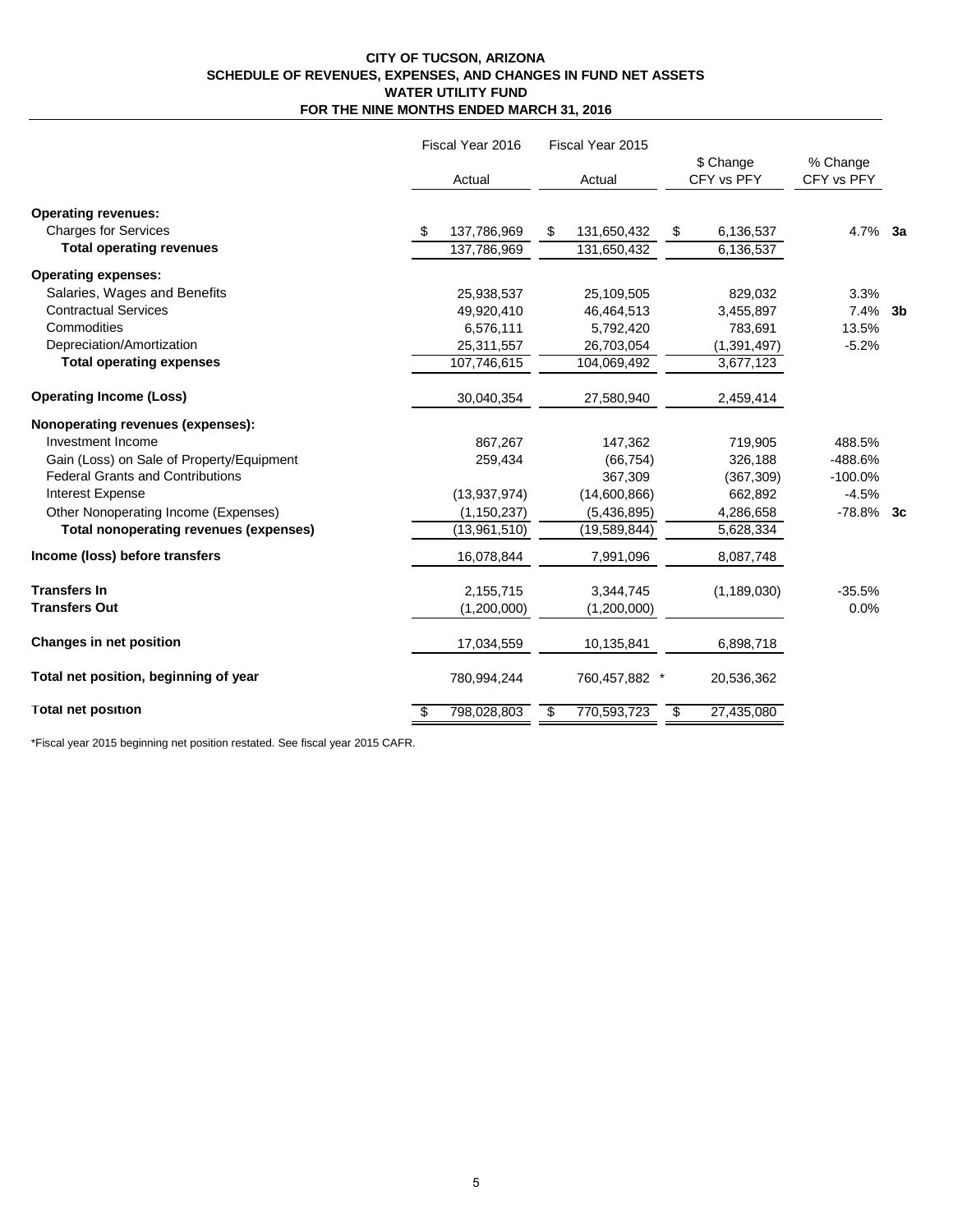**CITY OF TUCSON, ARIZONA**
**SCHEDULE OF REVENUES, EXPENSES, AND CHANGES IN FUND NET ASSETS**
**WATER UTILITY FUND**
**FOR THE NINE MONTHS ENDED MARCH 31, 2016**

| | Fiscal Year 2016 Actual | Fiscal Year 2015 Actual | $ Change CFY vs PFY | % Change CFY vs PFY | |
|---|---|---|---|---|---|
| **Operating revenues:** | | | | | |
| Charges for Services | $ 137,786,969 | $ 131,650,432 | $ 6,136,537 | 4.7% | **3a** |
| **Total operating revenues** | 137,786,969 | 131,650,432 | 6,136,537 | | |
| **Operating expenses:** | | | | | |
| Salaries, Wages and Benefits | 25,938,537 | 25,109,505 | 829,032 | 3.3% | |
| Contractual Services | 49,920,410 | 46,464,513 | 3,455,897 | 7.4% | **3b** |
| Commodities | 6,576,111 | 5,792,420 | 783,691 | 13.5% | |
| Depreciation/Amortization | 25,311,557 | 26,703,054 | (1,391,497) | -5.2% | |
| **Total operating expenses** | 107,746,615 | 104,069,492 | 3,677,123 | | |
| **Operating Income (Loss)** | 30,040,354 | 27,580,940 | 2,459,414 | | |
| **Nonoperating revenues (expenses):** | | | | | |
| Investment Income | 867,267 | 147,362 | 719,905 | 488.5% | |
| Gain (Loss) on Sale of Property/Equipment | 259,434 | (66,754) | 326,188 | -488.6% | |
| Federal Grants and Contributions | | 367,309 | (367,309) | -100.0% | |
| Interest Expense | (13,937,974) | (14,600,866) | 662,892 | -4.5% | |
| Other Nonoperating Income (Expenses) | (1,150,237) | (5,436,895) | 4,286,658 | -78.8% | **3c** |
| **Total nonoperating revenues (expenses)** | (13,961,510) | (19,589,844) | 5,628,334 | | |
| **Income (loss) before transfers** | 16,078,844 | 7,991,096 | 8,087,748 | | |
| **Transfers In** | 2,155,715 | 3,344,745 | (1,189,030) | -35.5% | |
| **Transfers Out** | (1,200,000) | (1,200,000) | | 0.0% | |
| **Changes in net position** | 17,034,559 | 10,135,841 | 6,898,718 | | |
| **Total net position, beginning of year** | 780,994,244 | 760,457,882 * | 20,536,362 | | |
| **Total net position** | $ 798,028,803 | $ 770,593,723 | $ 27,435,080 | | |

*Fiscal year 2015 beginning net position restated. See fiscal year 2015 CAFR.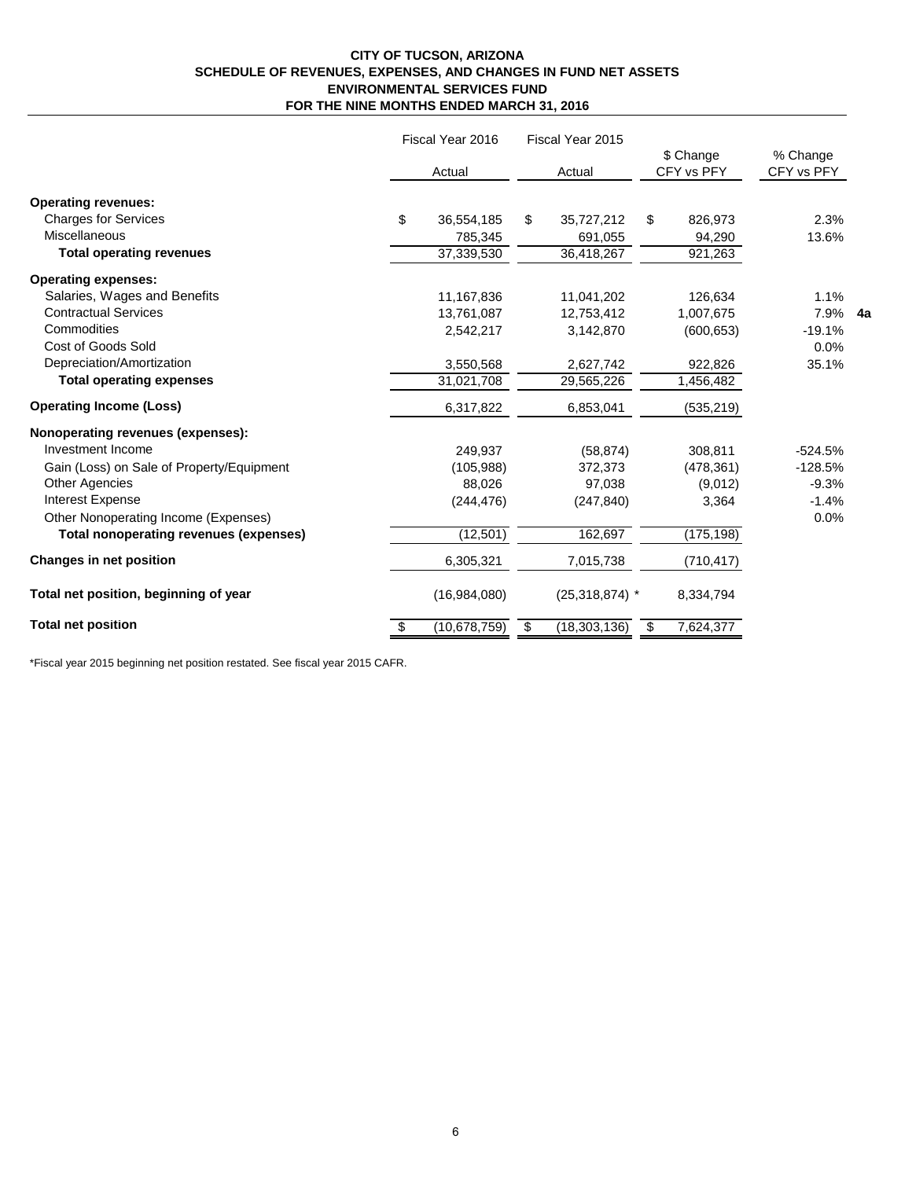**CITY OF TUCSON, ARIZONA**
**SCHEDULE OF REVENUES, EXPENSES, AND CHANGES IN FUND NET ASSETS**
**ENVIRONMENTAL SERVICES FUND**
**FOR THE NINE MONTHS ENDED MARCH 31, 2016**

| | Fiscal Year 2016 Actual | Fiscal Year 2015 Actual | $ Change CFY vs PFY | % Change CFY vs PFY | |
|---|---|---|---|---|---|
| **Operating revenues:** | | | | | |
| Charges for Services | $ 36,554,185 | $ 35,727,212 | $ 826,973 | 2.3% | |
| Miscellaneous | 785,345 | 691,055 | 94,290 | 13.6% | |
| **Total operating revenues** | 37,339,530 | 36,418,267 | 921,263 | | |
| **Operating expenses:** | | | | | |
| Salaries, Wages and Benefits | 11,167,836 | 11,041,202 | 126,634 | 1.1% | |
| Contractual Services | 13,761,087 | 12,753,412 | 1,007,675 | 7.9% | **4a** |
| Commodities | 2,542,217 | 3,142,870 | (600,653) | -19.1% | |
| Cost of Goods Sold | | | | 0.0% | |
| Depreciation/Amortization | 3,550,568 | 2,627,742 | 922,826 | 35.1% | |
| **Total operating expenses** | 31,021,708 | 29,565,226 | 1,456,482 | | |
| **Operating Income (Loss)** | 6,317,822 | 6,853,041 | (535,219) | | |
| **Nonoperating revenues (expenses):** | | | | | |
| Investment Income | 249,937 | (58,874) | 308,811 | -524.5% | |
| Gain (Loss) on Sale of Property/Equipment | (105,988) | 372,373 | (478,361) | -128.5% | |
| Other Agencies | 88,026 | 97,038 | (9,012) | -9.3% | |
| Interest Expense | (244,476) | (247,840) | 3,364 | -1.4% | |
| Other Nonoperating Income (Expenses) | | | | 0.0% | |
| **Total nonoperating revenues (expenses)** | (12,501) | 162,697 | (175,198) | | |
| **Changes in net position** | 6,305,321 | 7,015,738 | (710,417) | | |
| **Total net position, beginning of year** | (16,984,080) | (25,318,874) * | 8,334,794 | | |
| **Total net position** | $ (10,678,759) | $ (18,303,136) | $ 7,624,377 | | |

*Fiscal year 2015 beginning net position restated. See fiscal year 2015 CAFR.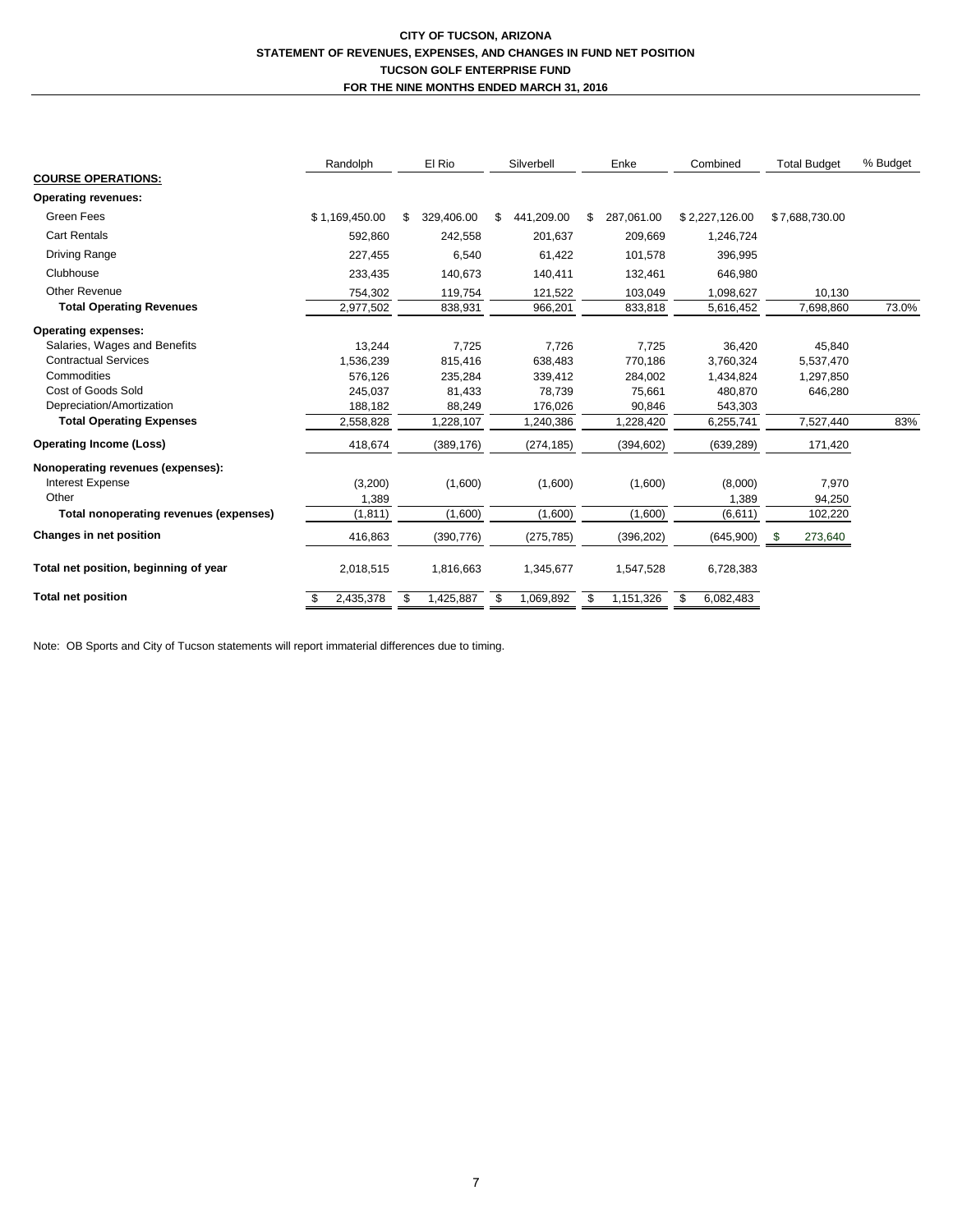**CITY OF TUCSON, ARIZONA**
**STATEMENT OF REVENUES, EXPENSES, AND CHANGES IN FUND NET POSITION**
**TUCSON GOLF ENTERPRISE FUND**
**FOR THE NINE MONTHS ENDED MARCH 31, 2016**

| | Randolph | El Rio | Silverbell | Enke | Combined | Total Budget | % Budget |
|---|---|---|---|---|---|---|---|
| **COURSE OPERATIONS:** | | | | | | | |
| **Operating revenues:** | | | | | | | |
| Green Fees | $ 1,169,450.00 | $ 329,406.00 | $ 441,209.00 | $ 287,061.00 | $ 2,227,126.00 | $ 7,688,730.00 | |
| Cart Rentals | 592,860 | 242,558 | 201,637 | 209,669 | 1,246,724 | | |
| Driving Range | 227,455 | 6,540 | 61,422 | 101,578 | 396,995 | | |
| Clubhouse | 233,435 | 140,673 | 140,411 | 132,461 | 646,980 | | |
| Other Revenue | 754,302 | 119,754 | 121,522 | 103,049 | 1,098,627 | 10,130 | |
| **Total Operating Revenues** | 2,977,502 | 838,931 | 966,201 | 833,818 | 5,616,452 | 7,698,860 | 73.0% |
| **Operating expenses:** | | | | | | | |
| Salaries, Wages and Benefits | 13,244 | 7,725 | 7,726 | 7,725 | 36,420 | 45,840 | |
| Contractual Services | 1,536,239 | 815,416 | 638,483 | 770,186 | 3,760,324 | 5,537,470 | |
| Commodities | 576,126 | 235,284 | 339,412 | 284,002 | 1,434,824 | 1,297,850 | |
| Cost of Goods Sold | 245,037 | 81,433 | 78,739 | 75,661 | 480,870 | 646,280 | |
| Depreciation/Amortization | 188,182 | 88,249 | 176,026 | 90,846 | 543,303 | | |
| **Total Operating Expenses** | 2,558,828 | 1,228,107 | 1,240,386 | 1,228,420 | 6,255,741 | 7,527,440 | 83% |
| **Operating Income (Loss)** | 418,674 | (389,176) | (274,185) | (394,602) | (639,289) | 171,420 | |
| **Nonoperating revenues (expenses):** | | | | | | | |
| Interest Expense | (3,200) | (1,600) | (1,600) | (1,600) | (8,000) | 7,970 | |
| Other | 1,389 | | | | 1,389 | 94,250 | |
| **Total nonoperating revenues (expenses)** | (1,811) | (1,600) | (1,600) | (1,600) | (6,611) | 102,220 | |
| **Changes in net position** | 416,863 | (390,776) | (275,785) | (396,202) | (645,900) | $ 273,640 | |
| **Total net position, beginning of year** | 2,018,515 | 1,816,663 | 1,345,677 | 1,547,528 | 6,728,383 | | |
| **Total net position** | $ 2,435,378 | $ 1,425,887 | $ 1,069,892 | $ 1,151,326 | $ 6,082,483 | | |

Note: OB Sports and City of Tucson statements will report immaterial differences due to timing.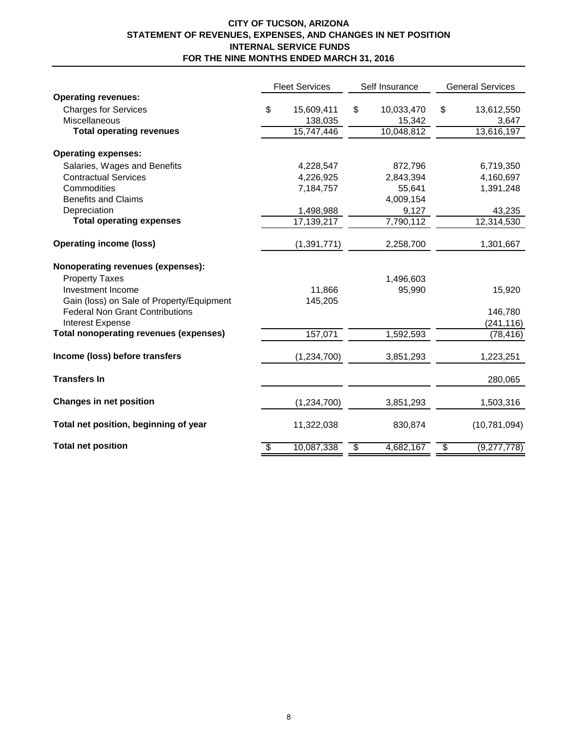**CITY OF TUCSON, ARIZONA**
**STATEMENT OF REVENUES, EXPENSES, AND CHANGES IN NET POSITION**
**INTERNAL SERVICE FUNDS**
**FOR THE NINE MONTHS ENDED MARCH 31, 2016**

| | Fleet Services | Self Insurance | General Services |
|---|---|---|---|
| **Operating revenues:** | | | |
| Charges for Services | $ 15,609,411 | $ 10,033,470 | $ 13,612,550 |
| Miscellaneous | 138,035 | 15,342 | 3,647 |
| **Total operating revenues** | 15,747,446 | 10,048,812 | 13,616,197 |
| **Operating expenses:** | | | |
| Salaries, Wages and Benefits | 4,228,547 | 872,796 | 6,719,350 |
| Contractual Services | 4,226,925 | 2,843,394 | 4,160,697 |
| Commodities | 7,184,757 | 55,641 | 1,391,248 |
| Benefits and Claims | | 4,009,154 | |
| Depreciation | 1,498,988 | 9,127 | 43,235 |
| **Total operating expenses** | 17,139,217 | 7,790,112 | 12,314,530 |
| **Operating income (loss)** | (1,391,771) | 2,258,700 | 1,301,667 |
| **Nonoperating revenues (expenses):** | | | |
| Property Taxes | | 1,496,603 | |
| Investment Income | 11,866 | 95,990 | 15,920 |
| Gain (loss) on Sale of Property/Equipment | 145,205 | | |
| Federal Non Grant Contributions | | | 146,780 |
| Interest Expense | | | (241,116) |
| **Total nonoperating revenues (expenses)** | 157,071 | 1,592,593 | (78,416) |
| **Income (loss) before transfers** | (1,234,700) | 3,851,293 | 1,223,251 |
| **Transfers In** | | | 280,065 |
| **Changes in net position** | (1,234,700) | 3,851,293 | 1,503,316 |
| **Total net position, beginning of year** | 11,322,038 | 830,874 | (10,781,094) |
| **Total net position** | $ 10,087,338 | $ 4,682,167 | $ (9,277,778) |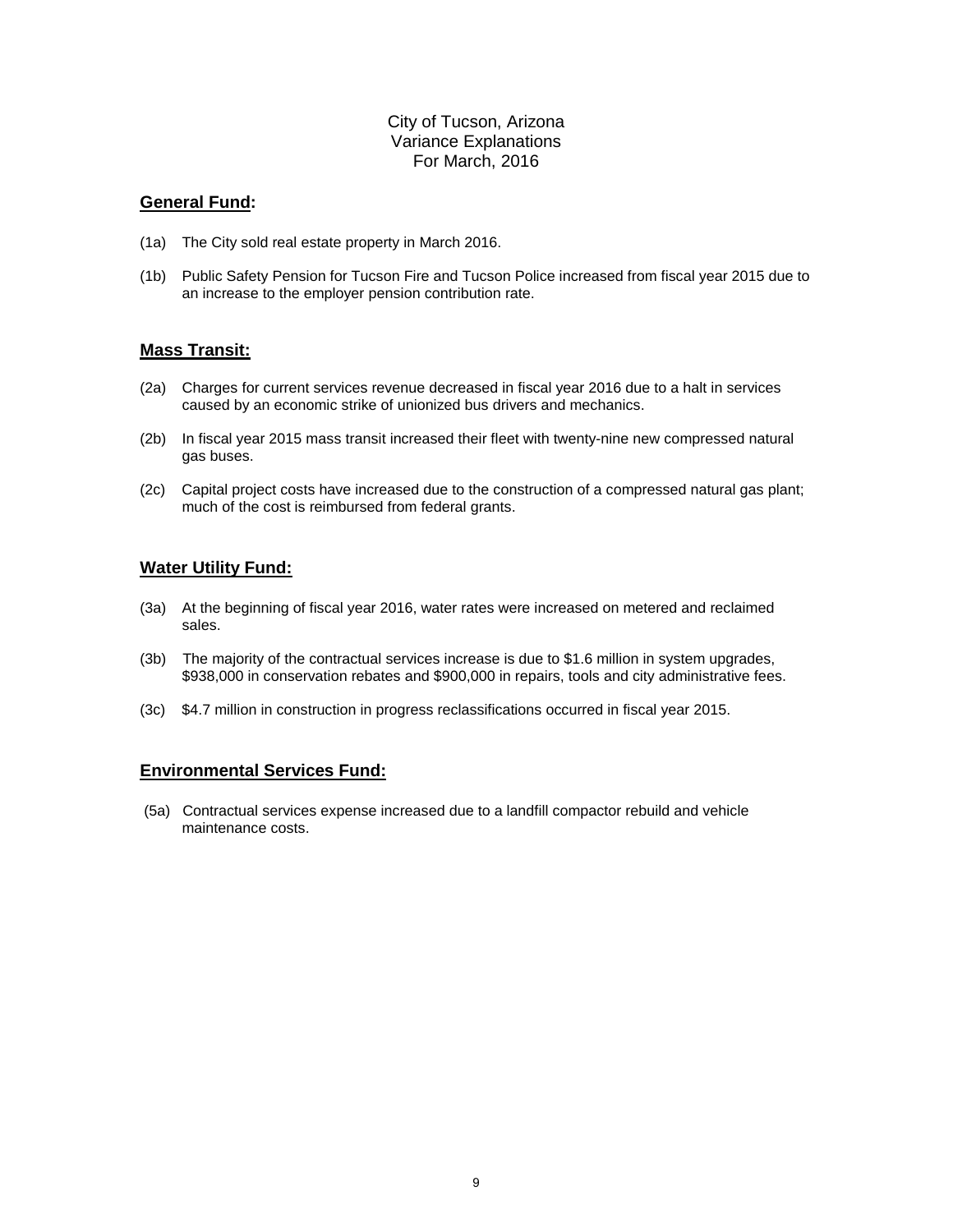# City of Tucson, Arizona
## Variance Explanations
## For March, 2016

### General Fund:

(1a) The City sold real estate property in March 2016.

(1b) Public Safety Pension for Tucson Fire and Tucson Police increased from fiscal year 2015 due to an increase to the employer pension contribution rate.

### Mass Transit:

(2a) Charges for current services revenue decreased in fiscal year 2016 due to a halt in services caused by an economic strike of unionized bus drivers and mechanics.

(2b) In fiscal year 2015 mass transit increased their fleet with twenty-nine new compressed natural gas buses.

(2c) Capital project costs have increased due to the construction of a compressed natural gas plant; much of the cost is reimbursed from federal grants.

### Water Utility Fund:

(3a) At the beginning of fiscal year 2016, water rates were increased on metered and reclaimed sales.

(3b) The majority of the contractual services increase is due to $1.6 million in system upgrades, $938,000 in conservation rebates and $900,000 in repairs, tools and city administrative fees.

(3c) $4.7 million in construction in progress reclassifications occurred in fiscal year 2015.

### Environmental Services Fund:

(5a) Contractual services expense increased due to a landfill compactor rebuild and vehicle maintenance costs.